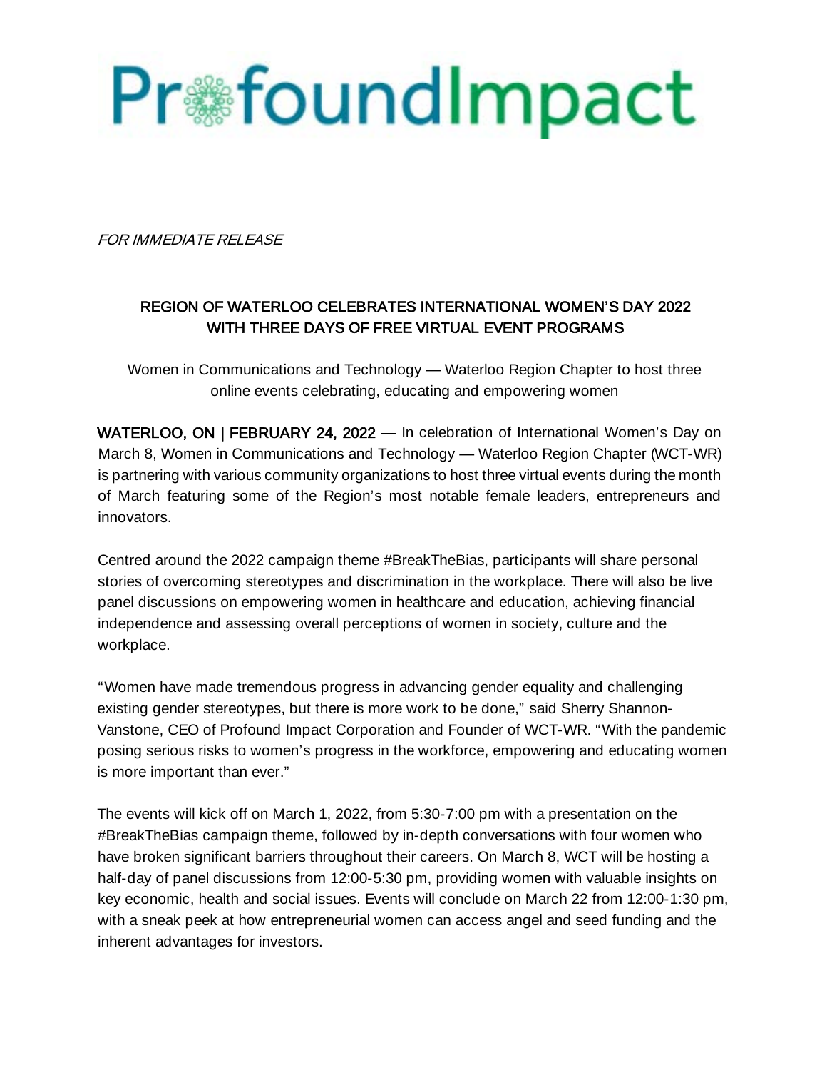# ProfoundImpact

*FOR IMMEDIATE RELEASE*

## REGION OF WATERLOO CELEBRATES INTERNATIONAL WOMEN'S DAY 2022 WITH THREE DAYS OF FREE VIRTUAL EVENT PROGRAMS

Women in Communications and Technology — Waterloo Region Chapter to host three online events celebrating, educating and empowering women

**WATERLOO, ON | FEBRUARY 24, 2022** — In celebration of International Women's Day on March 8, Women in Communications and Technology — Waterloo Region Chapter (WCT-WR) is partnering with various community organizations to host three virtual events during the month of March featuring some of the Region's most notable female leaders, entrepreneurs and innovators.

Centred around the 2022 campaign theme #BreakTheBias, participants will share personal stories of overcoming stereotypes and discrimination in the workplace. There will also be live panel discussions on empowering women in healthcare and education, achieving financial independence and assessing overall perceptions of women in society, culture and the workplace.

"Women have made tremendous progress in advancing gender equality and challenging existing gender stereotypes, but there is more work to be done," said Sherry Shannon-Vanstone, CEO of Profound Impact Corporation and Founder of WCT-WR. "With the pandemic posing serious risks to women's progress in the workforce, empowering and educating women is more important than ever."

The events will kick off on March 1, 2022, from 5:30-7:00 pm with a presentation on the #BreakTheBias campaign theme, followed by in-depth conversations with four women who have broken significant barriers throughout their careers. On March 8, WCT will be hosting a half-day of panel discussions from 12:00-5:30 pm, providing women with valuable insights on key economic, health and social issues. Events will conclude on March 22 from 12:00-1:30 pm, with a sneak peek at how entrepreneurial women can access angel and seed funding and the inherent advantages for investors.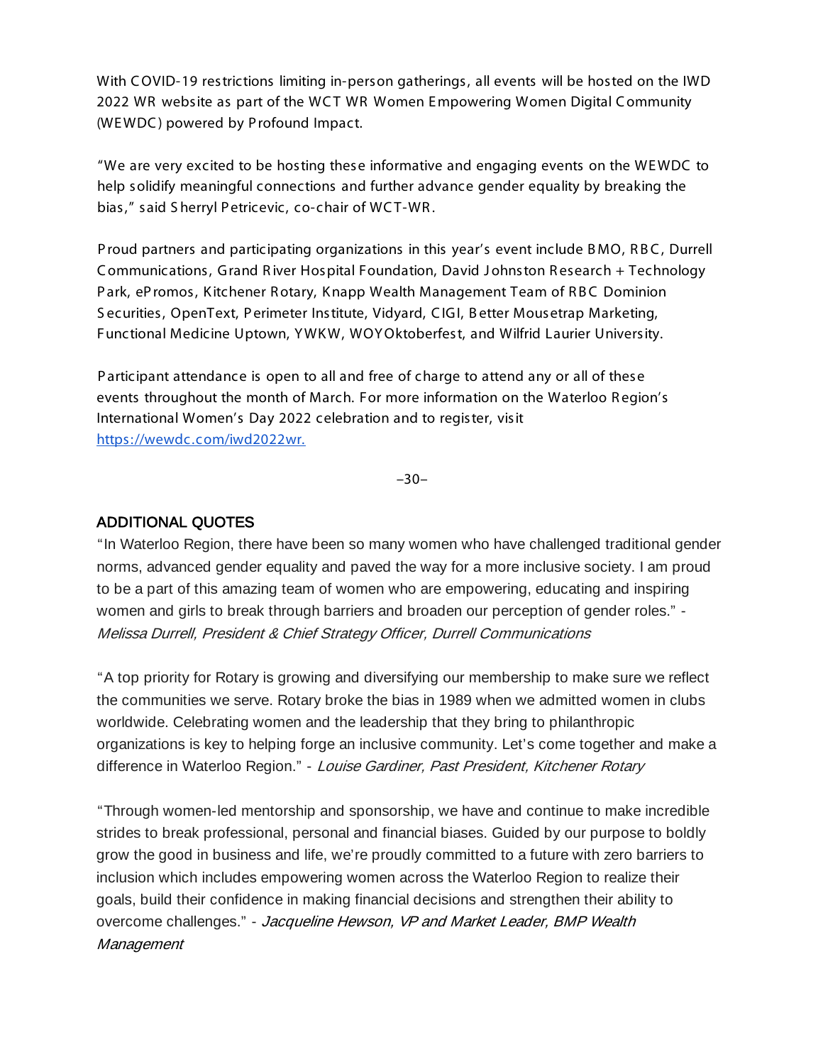With COVID-19 restrictions limiting in-person gatherings, all events will be hosted on the IWD 2022 WR website as part of the WCT WR Women Empowering Women Digital Community (WEWDC) powered by Profound Impact.

"We are very excited to be hosting these informative and engaging events on the WEWDC to help solidify meaningful connections and further advance gender equality by breaking the bias," said Sherryl Petricevic, co-chair of WCT-WR.

Proud partners and participating organizations in this year's event include BMO, RBC, Durrell Communications, Grand River Hospital Foundation, David Johnston Research + Technology Park, ePromos, Kitchener Rotary, Knapp Wealth Management Team of RBC Dominion Securities, OpenText, Perimeter Institute, Vidyard, CIGI, Better Mousetrap Marketing, Functional Medicine Uptown, YWKW, WOYOktoberfest, and Wilfrid Laurier University.

Participant attendance is open to all and free of charge to attend any or all of these events throughout the month of March. For more information on the Waterloo Region's International Women's Day 2022 celebration and to register, visit [https://wewdc.com/iwd2022wr.](https://wewdc.com/iwd2022wr)

–30–

## ADDITIONAL QUOTES

"In Waterloo Region, there have been so many women who have challenged traditional gender norms, advanced gender equality and paved the way for a more inclusive society. I am proud to be a part of this amazing team of women who are empowering, educating and inspiring women and girls to break through barriers and broaden our perception of gender roles." - *Melissa Durrell, President & Chief Strategy Officer, Durrell Communications*

"A top priority for Rotary is growing and diversifying our membership to make sure we reflect the communities we serve. Rotary broke the bias in 1989 when we admitted women in clubs worldwide. Celebrating women and the leadership that they bring to philanthropic organizations is key to helping forge an inclusive community. Let's come together and make a difference in Waterloo Region." - *Louise Gardiner, Past President, Kitchener Rotary*

"Through women-led mentorship and sponsorship, we have and continue to make incredible strides to break professional, personal and financial biases. Guided by our purpose to boldly grow the good in business and life, we're proudly committed to a future with zero barriers to inclusion which includes empowering women across the Waterloo Region to realize their goals, build their confidence in making financial decisions and strengthen their ability to overcome challenges." - *Jacqueline Hewson, VP and Market Leader, BMP Wealth Management*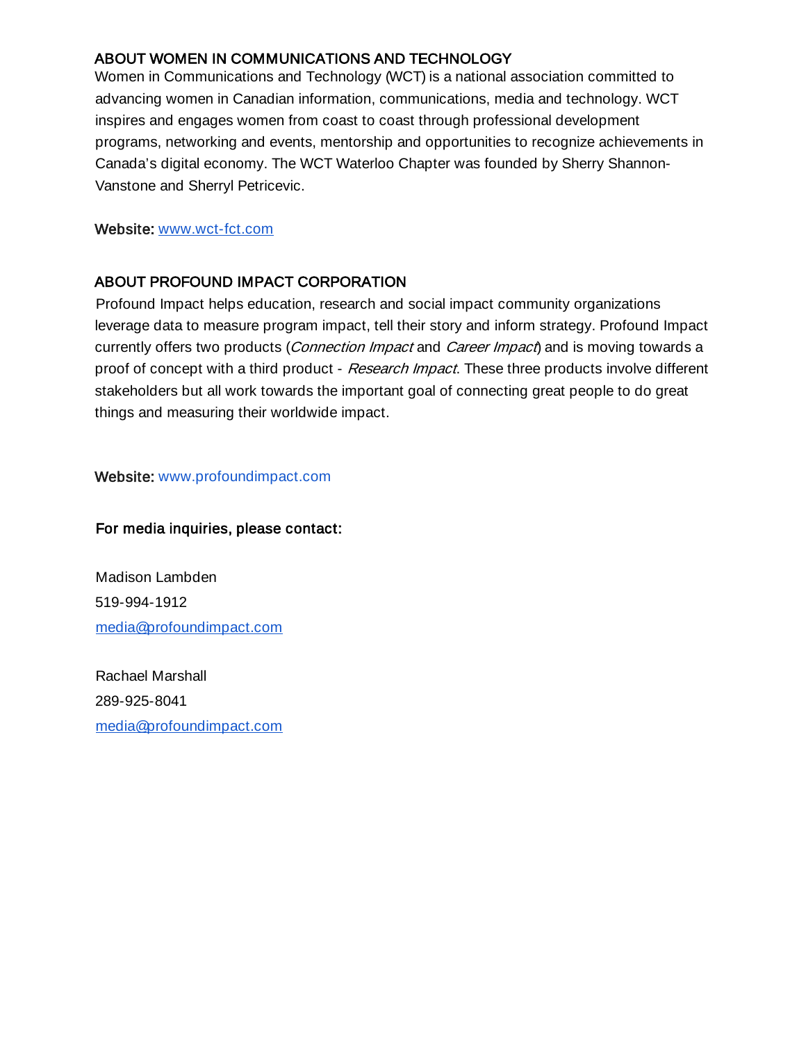## ABOUT WOMEN IN COMMUNICATIONS AND TECHNOLOGY

Women in Communications and Technology (WCT) is a national association committed to advancing women in Canadian information, communications, media and technology. WCT inspires and engages women from coast to coast through professional development programs, networking and events, mentorship and opportunities to recognize achievements in Canada's digital economy. The WCT Waterloo Chapter was founded by Sherry Shannon-Vanstone and Sherryl Petricevic.

**Website:** www.wct-fct.com

## ABOUT PROFOUND IMPACT CORPORATION

Profound Impact helps education, research and social impact community organizations leverage data to measure program impact, tell their story and inform strategy. Profound Impact currently offers two products (*Connection Impact* and *Career Impact*) and is moving towards a proof of concept with a third product - *Research Impact*. These three products involve different stakeholders but all work towards the important goal of connecting great people to do great things and measuring their worldwide impact.

**Website:** www.profoundimpact.com

**For media inquiries, please contact:**

Madison Lambden
519-994-1912
media@profoundimpact.com

Rachael Marshall
289-925-8041
media@profoundimpact.com